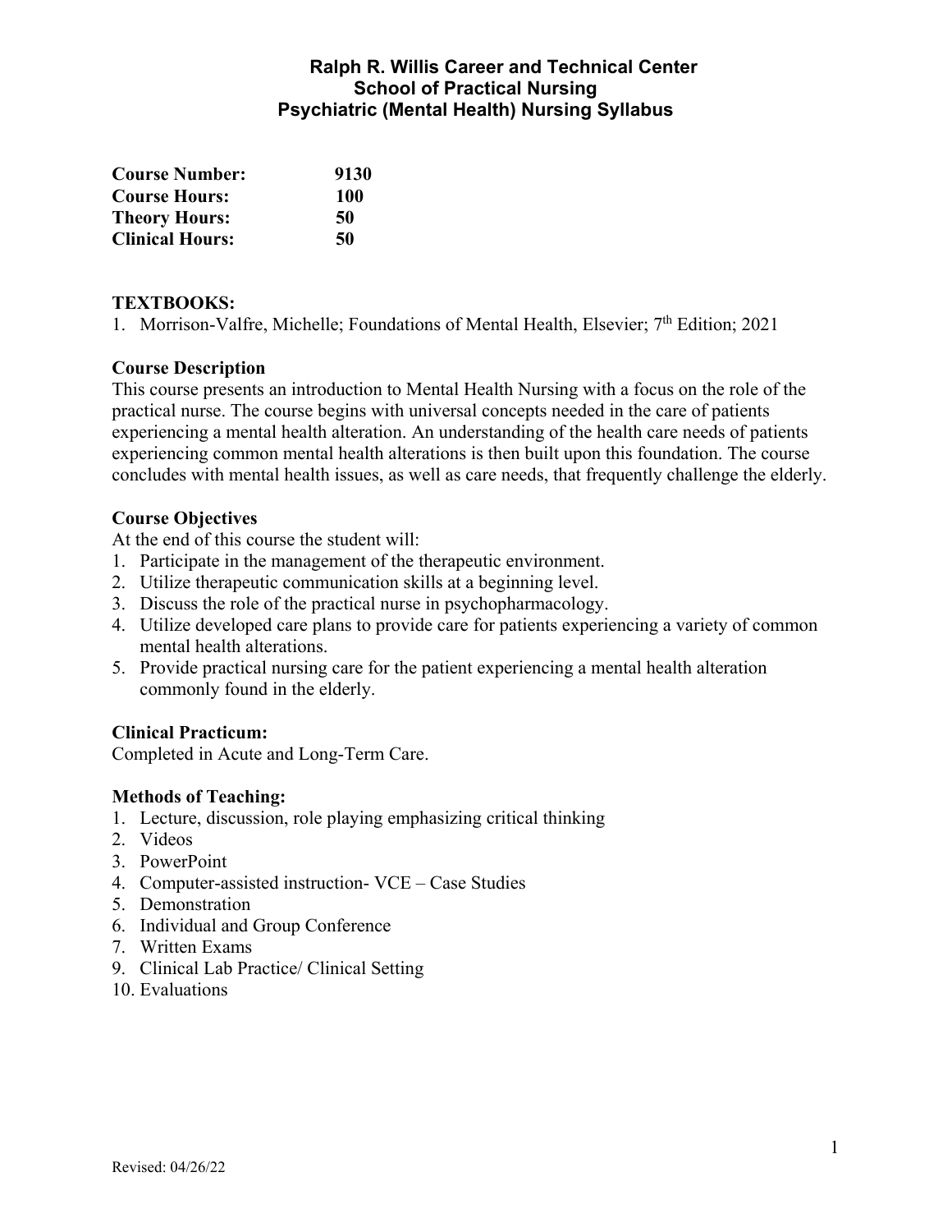# Ralph R. Willis Career and Technical Center
## School of Practical Nursing
## Psychiatric (Mental Health) Nursing Syllabus

**Course Number:** 9130
**Course Hours:** 100
**Theory Hours:** 50
**Clinical Hours:** 50

**TEXTBOOKS:**
1. Morrison-Valfre, Michelle; Foundations of Mental Health, Elsevier; 7th Edition; 2021

**Course Description**
This course presents an introduction to Mental Health Nursing with a focus on the role of the practical nurse. The course begins with universal concepts needed in the care of patients experiencing a mental health alteration. An understanding of the health care needs of patients experiencing common mental health alterations is then built upon this foundation. The course concludes with mental health issues, as well as care needs, that frequently challenge the elderly.

**Course Objectives**
At the end of this course the student will:
1. Participate in the management of the therapeutic environment.
2. Utilize therapeutic communication skills at a beginning level.
3. Discuss the role of the practical nurse in psychopharmacology.
4. Utilize developed care plans to provide care for patients experiencing a variety of common mental health alterations.
5. Provide practical nursing care for the patient experiencing a mental health alteration commonly found in the elderly.

**Clinical Practicum:**
Completed in Acute and Long-Term Care.

**Methods of Teaching:**
1. Lecture, discussion, role playing emphasizing critical thinking
2. Videos
3. PowerPoint
4. Computer-assisted instruction- VCE – Case Studies
5. Demonstration
6. Individual and Group Conference
7. Written Exams
9. Clinical Lab Practice/ Clinical Setting
10. Evaluations

Revised: 04/26/22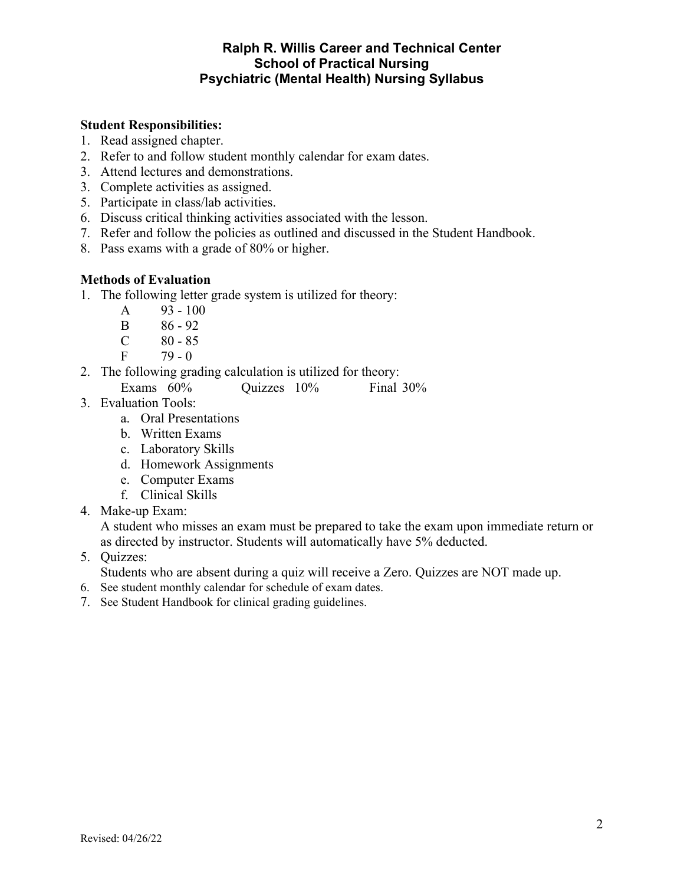# Ralph R. Willis Career and Technical Center
## School of Practical Nursing
## Psychiatric (Mental Health) Nursing Syllabus

**Student Responsibilities:**

1. Read assigned chapter.
2. Refer to and follow student monthly calendar for exam dates.
3. Attend lectures and demonstrations.
3. Complete activities as assigned.
5. Participate in class/lab activities.
6. Discuss critical thinking activities associated with the lesson.
7. Refer and follow the policies as outlined and discussed in the Student Handbook.
8. Pass exams with a grade of 80% or higher.

**Methods of Evaluation**

1. The following letter grade system is utilized for theory:
   - A 93 - 100
   - B 86 - 92
   - C 80 - 85
   - F 79 - 0
2. The following grading calculation is utilized for theory:
   Exams 60% Quizzes 10% Final 30%
3. Evaluation Tools:
   a. Oral Presentations
   b. Written Exams
   c. Laboratory Skills
   d. Homework Assignments
   e. Computer Exams
   f. Clinical Skills
4. Make-up Exam:
   A student who misses an exam must be prepared to take the exam upon immediate return or as directed by instructor. Students will automatically have 5% deducted.
5. Quizzes:
   Students who are absent during a quiz will receive a Zero. Quizzes are NOT made up.
6. See student monthly calendar for schedule of exam dates.
7. See Student Handbook for clinical grading guidelines.

Revised: 04/26/22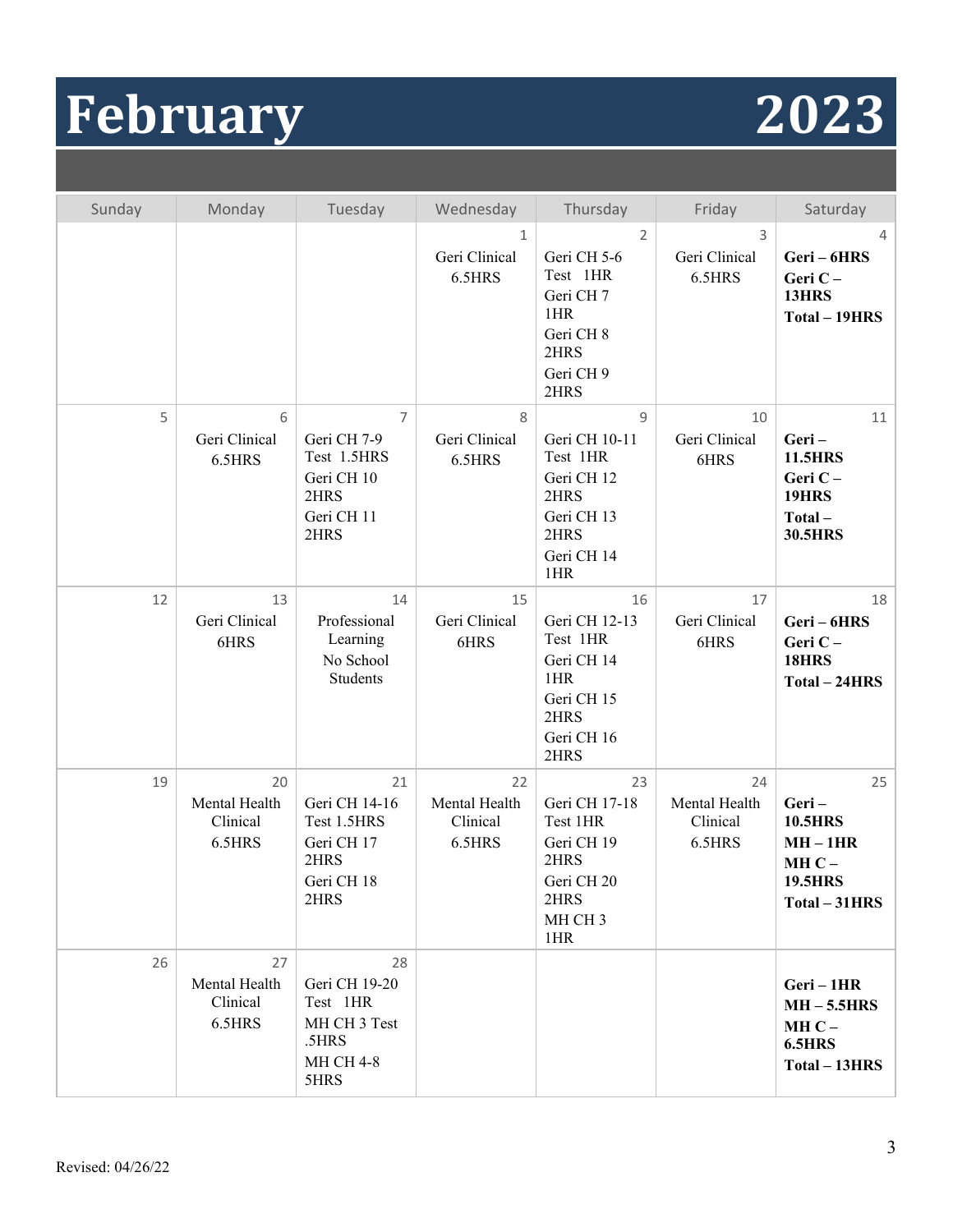# February 2023

| Sunday | Monday | Tuesday | Wednesday | Thursday | Friday | Saturday |
|---|---|---|---|---|---|---|
| | | | 1<br>Geri Clinical 6.5HRS | 2<br>Geri CH 5-6 Test 1HR<br>Geri CH 7 1HR<br>Geri CH 8 2HRS<br>Geri CH 9 2HRS | 3<br>Geri Clinical 6.5HRS | 4<br>**Geri – 6HRS**<br>**Geri C – 13HRS**<br>**Total – 19HRS** |
| 5 | 6<br>Geri Clinical 6.5HRS | 7<br>Geri CH 7-9 Test 1.5HRS<br>Geri CH 10 2HRS<br>Geri CH 11 2HRS | 8<br>Geri Clinical 6.5HRS | 9<br>Geri CH 10-11 Test 1HR<br>Geri CH 12 2HRS<br>Geri CH 13 2HRS<br>Geri CH 14 1HR | 10<br>Geri Clinical 6HRS | 11<br>**Geri – 11.5HRS**<br>**Geri C – 19HRS**<br>**Total – 30.5HRS** |
| 12 | 13<br>Geri Clinical 6HRS | 14<br>Professional Learning<br>No School Students | 15<br>Geri Clinical 6HRS | 16<br>Geri CH 12-13 Test 1HR<br>Geri CH 14 1HR<br>Geri CH 15 2HRS<br>Geri CH 16 2HRS | 17<br>Geri Clinical 6HRS | 18<br>**Geri – 6HRS**<br>**Geri C – 18HRS**<br>**Total – 24HRS** |
| 19 | 20<br>Mental Health Clinical 6.5HRS | 21<br>Geri CH 14-16 Test 1.5HRS<br>Geri CH 17 2HRS<br>Geri CH 18 2HRS | 22<br>Mental Health Clinical 6.5HRS | 23<br>Geri CH 17-18 Test 1HR<br>Geri CH 19 2HRS<br>Geri CH 20 2HRS<br>MH CH 3 1HR | 24<br>Mental Health Clinical 6.5HRS | 25<br>**Geri – 10.5HRS**<br>**MH – 1HR**<br>**MH C – 19.5HRS**<br>**Total – 31HRS** |
| 26 | 27<br>Mental Health Clinical 6.5HRS | 28<br>Geri CH 19-20 Test 1HR<br>MH CH 3 Test .5HRS<br>MH CH 4-8 5HRS | | | | **Geri – 1HR**<br>**MH – 5.5HRS**<br>**MH C – 6.5HRS**<br>**Total – 13HRS** |

Revised: 04/26/22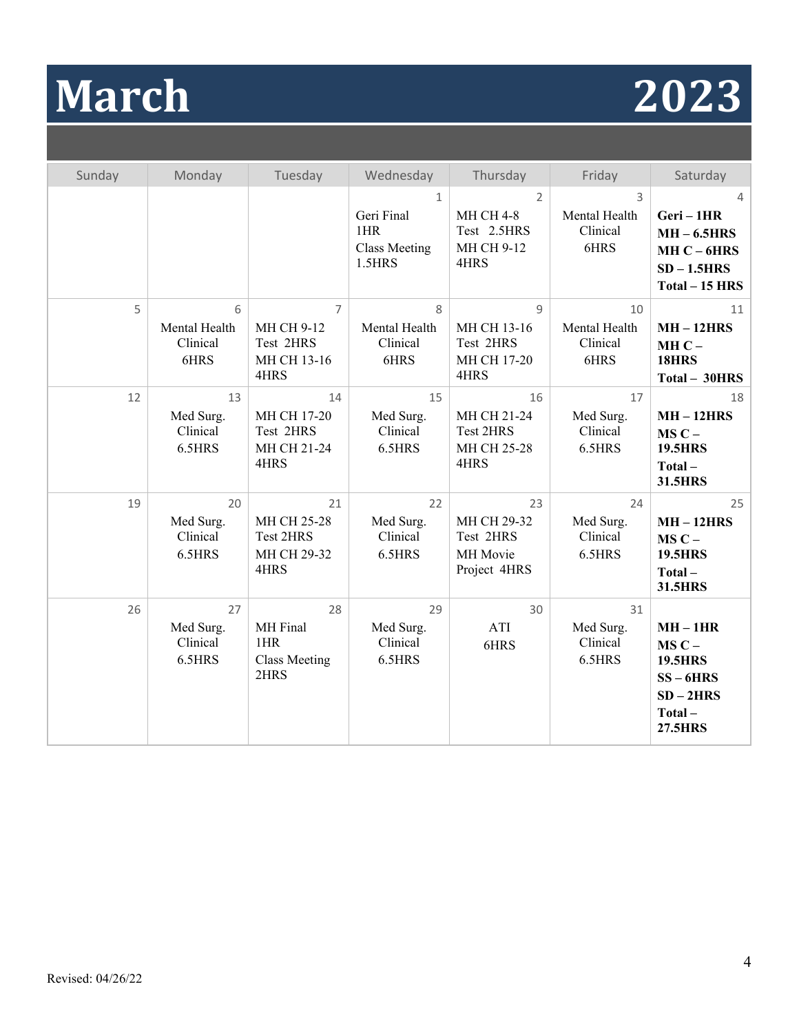# March 2023

| Sunday | Monday | Tuesday | Wednesday | Thursday | Friday | Saturday |
|---|---|---|---|---|---|---|
| | | | 1<br>Geri Final 1HR<br>Class Meeting 1.5HRS | 2<br>MH CH 4-8 Test 2.5HRS<br>MH CH 9-12 4HRS | 3<br>Mental Health Clinical 6HRS | 4<br>**Geri – 1HR**<br>**MH – 6.5HRS**<br>**MH C – 6HRS**<br>**SD – 1.5HRS**<br>**Total – 15 HRS** |
| 5 | 6<br>Mental Health Clinical 6HRS | 7<br>MH CH 9-12 Test 2HRS<br>MH CH 13-16 4HRS | 8<br>Mental Health Clinical 6HRS | 9<br>MH CH 13-16 Test 2HRS<br>MH CH 17-20 4HRS | 10<br>Mental Health Clinical 6HRS | 11<br>**MH – 12HRS**<br>**MH C – 18HRS**<br>**Total – 30HRS** |
| 12 | 13<br>Med Surg. Clinical 6.5HRS | 14<br>MH CH 17-20 Test 2HRS<br>MH CH 21-24 4HRS | 15<br>Med Surg. Clinical 6.5HRS | 16<br>MH CH 21-24 Test 2HRS<br>MH CH 25-28 4HRS | 17<br>Med Surg. Clinical 6.5HRS | 18<br>**MH – 12HRS**<br>**MS C – 19.5HRS**<br>**Total – 31.5HRS** |
| 19 | 20<br>Med Surg. Clinical 6.5HRS | 21<br>MH CH 25-28 Test 2HRS<br>MH CH 29-32 4HRS | 22<br>Med Surg. Clinical 6.5HRS | 23<br>MH CH 29-32 Test 2HRS<br>MH Movie Project 4HRS | 24<br>Med Surg. Clinical 6.5HRS | 25<br>**MH – 12HRS**<br>**MS C – 19.5HRS**<br>**Total – 31.5HRS** |
| 26 | 27<br>Med Surg. Clinical 6.5HRS | 28<br>MH Final 1HR<br>Class Meeting 2HRS | 29<br>Med Surg. Clinical 6.5HRS | 30<br>ATI 6HRS | 31<br>Med Surg. Clinical 6.5HRS | **MH – 1HR**<br>**MS C – 19.5HRS**<br>**SS – 6HRS**<br>**SD – 2HRS**<br>**Total – 27.5HRS** |

Revised: 04/26/22